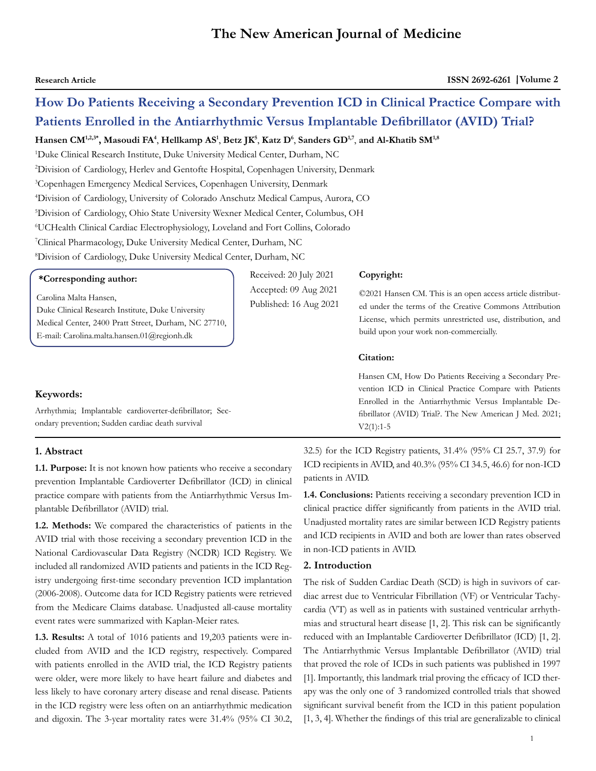**Research Article**

# How Do Patients Receiving a Secondary Prevention ICD in Clinical Practice Compare with Patients Enrolled in the Antiarrhythmic Versus Implantable Defibrillator (AVID) Trial?

**Hansen CM[1,2,3*], Masoudi FA[4], Hellkamp AS[1], Betz JK[5], Katz D[6], Sanders GD[1,7], and Al-Khatib SM[1,8]**

[1]Duke Clinical Research Institute, Duke University Medical Center, Durham, NC

[2]Division of Cardiology, Herlev and Gentofte Hospital, Copenhagen University, Denmark

[3]Copenhagen Emergency Medical Services, Copenhagen University, Denmark

[4]Division of Cardiology, University of Colorado Anschutz Medical Campus, Aurora, CO

[5]Division of Cardiology, Ohio State University Wexner Medical Center, Columbus, OH

[6]UCHealth Clinical Cardiac Electrophysiology, Loveland and Fort Collins, Colorado

[7]Clinical Pharmacology, Duke University Medical Center, Durham, NC

[8]Division of Cardiology, Duke University Medical Center, Durham, NC

**\*Corresponding author:**

Carolina Malta Hansen,
Duke Clinical Research Institute, Duke University Medical Center, 2400 Pratt Street, Durham, NC 27710,
E-mail: Carolina.malta.hansen.01@regionh.dk

Received: 20 July 2021
Accepted: 09 Aug 2021
Published: 16 Aug 2021

**Copyright:**

©2021 Hansen CM. This is an open access article distributed under the terms of the Creative Commons Attribution License, which permits unrestricted use, distribution, and build upon your work non-commercially.

**Citation:**

Hansen CM, How Do Patients Receiving a Secondary Prevention ICD in Clinical Practice Compare with Patients Enrolled in the Antiarrhythmic Versus Implantable Defibrillator (AVID) Trial?. The New American J Med. 2021; V2(1):1-5

**Keywords:**

Arrhythmia; Implantable cardioverter-defibrillator; Secondary prevention; Sudden cardiac death survival

## 1. Abstract

**1.1. Purpose:** It is not known how patients who receive a secondary prevention Implantable Cardioverter Defibrillator (ICD) in clinical practice compare with patients from the Antiarrhythmic Versus Implantable Defibrillator (AVID) trial.

**1.2. Methods:** We compared the characteristics of patients in the AVID trial with those receiving a secondary prevention ICD in the National Cardiovascular Data Registry (NCDR) ICD Registry. We included all randomized AVID patients and patients in the ICD Registry undergoing first-time secondary prevention ICD implantation (2006-2008). Outcome data for ICD Registry patients were retrieved from the Medicare Claims database. Unadjusted all-cause mortality event rates were summarized with Kaplan-Meier rates.

**1.3. Results:** A total of 1016 patients and 19,203 patients were included from AVID and the ICD registry, respectively. Compared with patients enrolled in the AVID trial, the ICD Registry patients were older, were more likely to have heart failure and diabetes and less likely to have coronary artery disease and renal disease. Patients in the ICD registry were less often on an antiarrhythmic medication and digoxin. The 3-year mortality rates were 31.4% (95% CI 30.2, 32.5) for the ICD Registry patients, 31.4% (95% CI 25.7, 37.9) for ICD recipients in AVID, and 40.3% (95% CI 34.5, 46.6) for non-ICD patients in AVID.

**1.4. Conclusions:** Patients receiving a secondary prevention ICD in clinical practice differ significantly from patients in the AVID trial. Unadjusted mortality rates are similar between ICD Registry patients and ICD recipients in AVID and both are lower than rates observed in non-ICD patients in AVID.

## 2. Introduction

The risk of Sudden Cardiac Death (SCD) is high in suvivors of cardiac arrest due to Ventricular Fibrillation (VF) or Ventricular Tachycardia (VT) as well as in patients with sustained ventricular arrhythmias and structural heart disease [1, 2]. This risk can be significantly reduced with an Implantable Cardioverter Defibrillator (ICD) [1, 2]. The Antiarrhythmic Versus Implantable Defibrillator (AVID) trial that proved the role of ICDs in such patients was published in 1997 [1]. Importantly, this landmark trial proving the efficacy of ICD therapy was the only one of 3 randomized controlled trials that showed significant survival benefit from the ICD in this patient population [1, 3, 4]. Whether the findings of this trial are generalizable to clinical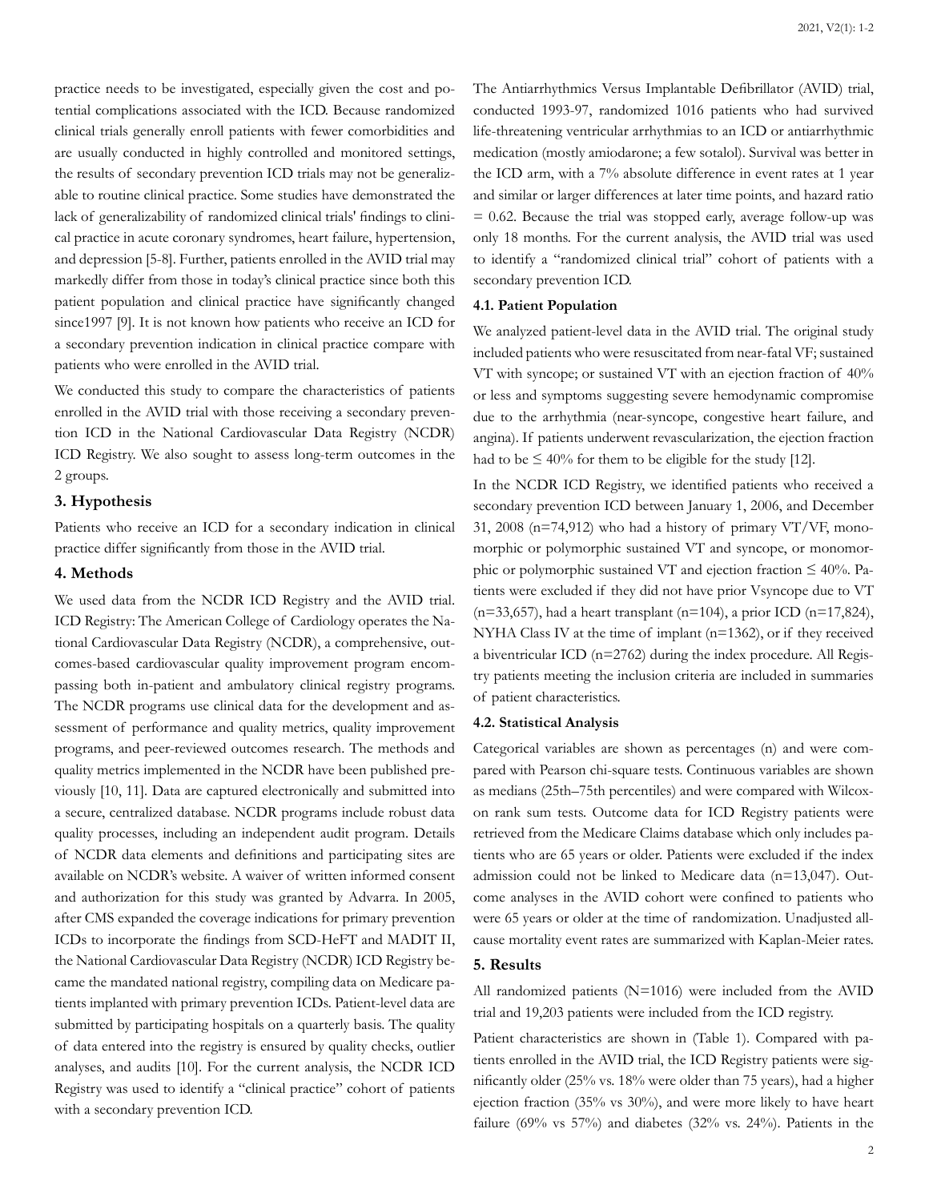practice needs to be investigated, especially given the cost and potential complications associated with the ICD. Because randomized clinical trials generally enroll patients with fewer comorbidities and are usually conducted in highly controlled and monitored settings, the results of secondary prevention ICD trials may not be generalizable to routine clinical practice. Some studies have demonstrated the lack of generalizability of randomized clinical trials' findings to clinical practice in acute coronary syndromes, heart failure, hypertension, and depression [5-8]. Further, patients enrolled in the AVID trial may markedly differ from those in today's clinical practice since both this patient population and clinical practice have significantly changed since1997 [9]. It is not known how patients who receive an ICD for a secondary prevention indication in clinical practice compare with patients who were enrolled in the AVID trial.

We conducted this study to compare the characteristics of patients enrolled in the AVID trial with those receiving a secondary prevention ICD in the National Cardiovascular Data Registry (NCDR) ICD Registry. We also sought to assess long-term outcomes in the 2 groups.

## 3. Hypothesis

Patients who receive an ICD for a secondary indication in clinical practice differ significantly from those in the AVID trial.

## 4. Methods

We used data from the NCDR ICD Registry and the AVID trial. ICD Registry: The American College of Cardiology operates the National Cardiovascular Data Registry (NCDR), a comprehensive, outcomes-based cardiovascular quality improvement program encompassing both in-patient and ambulatory clinical registry programs. The NCDR programs use clinical data for the development and assessment of performance and quality metrics, quality improvement programs, and peer-reviewed outcomes research. The methods and quality metrics implemented in the NCDR have been published previously [10, 11]. Data are captured electronically and submitted into a secure, centralized database. NCDR programs include robust data quality processes, including an independent audit program. Details of NCDR data elements and definitions and participating sites are available on NCDR's website. A waiver of written informed consent and authorization for this study was granted by Advarra. In 2005, after CMS expanded the coverage indications for primary prevention ICDs to incorporate the findings from SCD-HeFT and MADIT II, the National Cardiovascular Data Registry (NCDR) ICD Registry became the mandated national registry, compiling data on Medicare patients implanted with primary prevention ICDs. Patient-level data are submitted by participating hospitals on a quarterly basis. The quality of data entered into the registry is ensured by quality checks, outlier analyses, and audits [10]. For the current analysis, the NCDR ICD Registry was used to identify a "clinical practice" cohort of patients with a secondary prevention ICD.

The Antiarrhythmics Versus Implantable Defibrillator (AVID) trial, conducted 1993-97, randomized 1016 patients who had survived life-threatening ventricular arrhythmias to an ICD or antiarrhythmic medication (mostly amiodarone; a few sotalol). Survival was better in the ICD arm, with a 7% absolute difference in event rates at 1 year and similar or larger differences at later time points, and hazard ratio = 0.62. Because the trial was stopped early, average follow-up was only 18 months. For the current analysis, the AVID trial was used to identify a "randomized clinical trial" cohort of patients with a secondary prevention ICD.

### 4.1. Patient Population

We analyzed patient-level data in the AVID trial. The original study included patients who were resuscitated from near-fatal VF; sustained VT with syncope; or sustained VT with an ejection fraction of 40% or less and symptoms suggesting severe hemodynamic compromise due to the arrhythmia (near-syncope, congestive heart failure, and angina). If patients underwent revascularization, the ejection fraction had to be ≤ 40% for them to be eligible for the study [12].

In the NCDR ICD Registry, we identified patients who received a secondary prevention ICD between January 1, 2006, and December 31, 2008 (n=74,912) who had a history of primary VT/VF, monomorphic or polymorphic sustained VT and syncope, or monomorphic or polymorphic sustained VT and ejection fraction ≤ 40%. Patients were excluded if they did not have prior Vsyncope due to VT (n=33,657), had a heart transplant (n=104), a prior ICD (n=17,824), NYHA Class IV at the time of implant (n=1362), or if they received a biventricular ICD (n=2762) during the index procedure. All Registry patients meeting the inclusion criteria are included in summaries of patient characteristics.

### 4.2. Statistical Analysis

Categorical variables are shown as percentages (n) and were compared with Pearson chi-square tests. Continuous variables are shown as medians (25th–75th percentiles) and were compared with Wilcoxon rank sum tests. Outcome data for ICD Registry patients were retrieved from the Medicare Claims database which only includes patients who are 65 years or older. Patients were excluded if the index admission could not be linked to Medicare data (n=13,047). Outcome analyses in the AVID cohort were confined to patients who were 65 years or older at the time of randomization. Unadjusted all-cause mortality event rates are summarized with Kaplan-Meier rates.

## 5. Results

All randomized patients (N=1016) were included from the AVID trial and 19,203 patients were included from the ICD registry.

Patient characteristics are shown in (Table 1). Compared with patients enrolled in the AVID trial, the ICD Registry patients were significantly older (25% vs. 18% were older than 75 years), had a higher ejection fraction (35% vs 30%), and were more likely to have heart failure (69% vs 57%) and diabetes (32% vs. 24%). Patients in the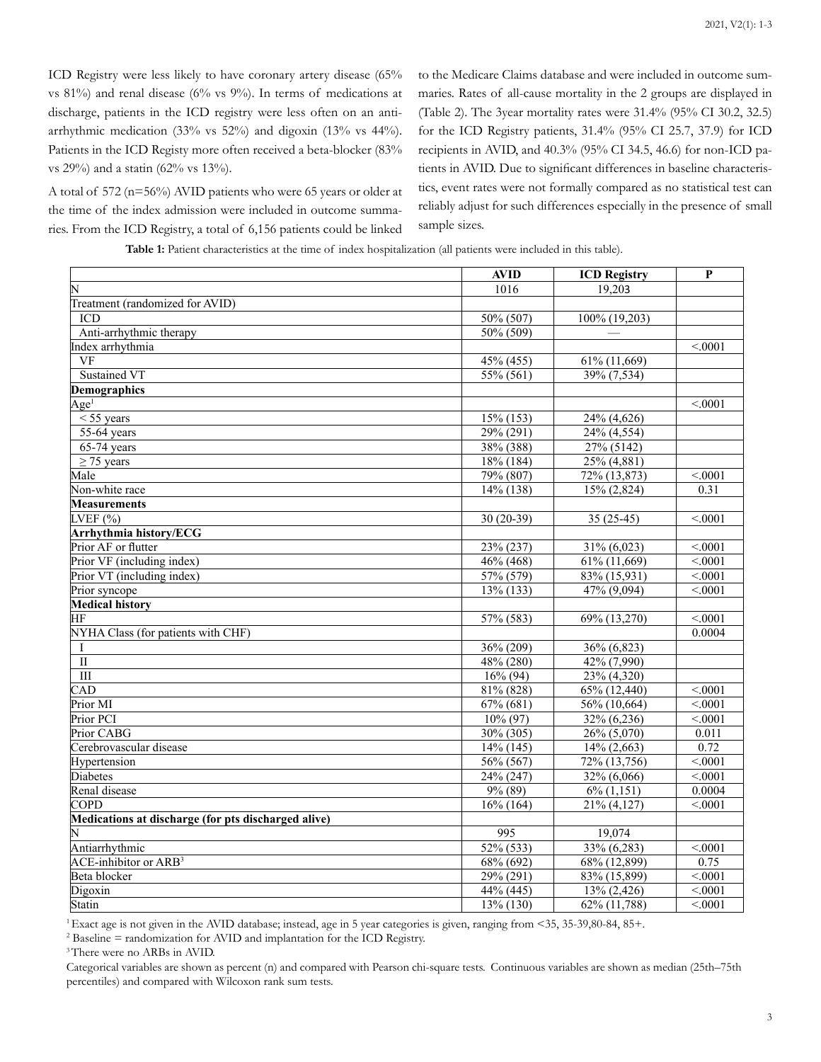ICD Registry were less likely to have coronary artery disease (65% vs 81%) and renal disease (6% vs 9%). In terms of medications at discharge, patients in the ICD registry were less often on an anti-arrhythmic medication (33% vs 52%) and digoxin (13% vs 44%). Patients in the ICD Registy more often received a beta-blocker (83% vs 29%) and a statin (62% vs 13%).

A total of 572 (n=56%) AVID patients who were 65 years or older at the time of the index admission were included in outcome summaries. From the ICD Registry, a total of 6,156 patients could be linked to the Medicare Claims database and were included in outcome summaries. Rates of all-cause mortality in the 2 groups are displayed in (Table 2). The 3year mortality rates were 31.4% (95% CI 30.2, 32.5) for the ICD Registry patients, 31.4% (95% CI 25.7, 37.9) for ICD recipients in AVID, and 40.3% (95% CI 34.5, 46.6) for non-ICD patients in AVID. Due to significant differences in baseline characteristics, event rates were not formally compared as no statistical test can reliably adjust for such differences especially in the presence of small sample sizes.

**Table 1:** Patient characteristics at the time of index hospitalization (all patients were included in this table).

| | AVID | ICD Registry | P |
|---|---|---|---|
| N | 1016 | 19,203 | |
| Treatment (randomized for AVID) | | | |
| ICD | 50% (507) | 100% (19,203) | |
| Anti-arrhythmic therapy | 50% (509) | — | |
| Index arrhythmia | | | <.0001 |
| VF | 45% (455) | 61% (11,669) | |
| Sustained VT | 55% (561) | 39% (7,534) | |
| **Demographics** | | | |
| Age[1] | | | <.0001 |
| < 55 years | 15% (153) | 24% (4,626) | |
| 55-64 years | 29% (291) | 24% (4,554) | |
| 65-74 years | 38% (388) | 27% (5142) | |
| ≥ 75 years | 18% (184) | 25% (4,881) | |
| Male | 79% (807) | 72% (13,873) | <.0001 |
| Non-white race | 14% (138) | 15% (2,824) | 0.31 |
| **Measurements** | | | |
| LVEF (%) | 30 (20-39) | 35 (25-45) | <.0001 |
| **Arrhythmia history/ECG** | | | |
| Prior AF or flutter | 23% (237) | 31% (6,023) | <.0001 |
| Prior VF (including index) | 46% (468) | 61% (11,669) | <.0001 |
| Prior VT (including index) | 57% (579) | 83% (15,931) | <.0001 |
| Prior syncope | 13% (133) | 47% (9,094) | <.0001 |
| **Medical history** | | | |
| HF | 57% (583) | 69% (13,270) | <.0001 |
| NYHA Class (for patients with CHF) | | | 0.0004 |
| I | 36% (209) | 36% (6,823) | |
| II | 48% (280) | 42% (7,990) | |
| III | 16% (94) | 23% (4,320) | |
| CAD | 81% (828) | 65% (12,440) | <.0001 |
| Prior MI | 67% (681) | 56% (10,664) | <.0001 |
| Prior PCI | 10% (97) | 32% (6,236) | <.0001 |
| Prior CABG | 30% (305) | 26% (5,070) | 0.011 |
| Cerebrovascular disease | 14% (145) | 14% (2,663) | 0.72 |
| Hypertension | 56% (567) | 72% (13,756) | <.0001 |
| Diabetes | 24% (247) | 32% (6,066) | <.0001 |
| Renal disease | 9% (89) | 6% (1,151) | 0.0004 |
| COPD | 16% (164) | 21% (4,127) | <.0001 |
| **Medications at discharge (for pts discharged alive)** | | | |
| N | 995 | 19,074 | |
| Antiarrhythmic | 52% (533) | 33% (6,283) | <.0001 |
| ACE-inhibitor or ARB[3] | 68% (692) | 68% (12,899) | 0.75 |
| Beta blocker | 29% (291) | 83% (15,899) | <.0001 |
| Digoxin | 44% (445) | 13% (2,426) | <.0001 |
| Statin | 13% (130) | 62% (11,788) | <.0001 |

[1] Exact age is not given in the AVID database; instead, age in 5 year categories is given, ranging from <35, 35-39,80-84, 85+.

[2] Baseline = randomization for AVID and implantation for the ICD Registry.

[3] There were no ARBs in AVID.

Categorical variables are shown as percent (n) and compared with Pearson chi-square tests. Continuous variables are shown as median (25th–75th percentiles) and compared with Wilcoxon rank sum tests.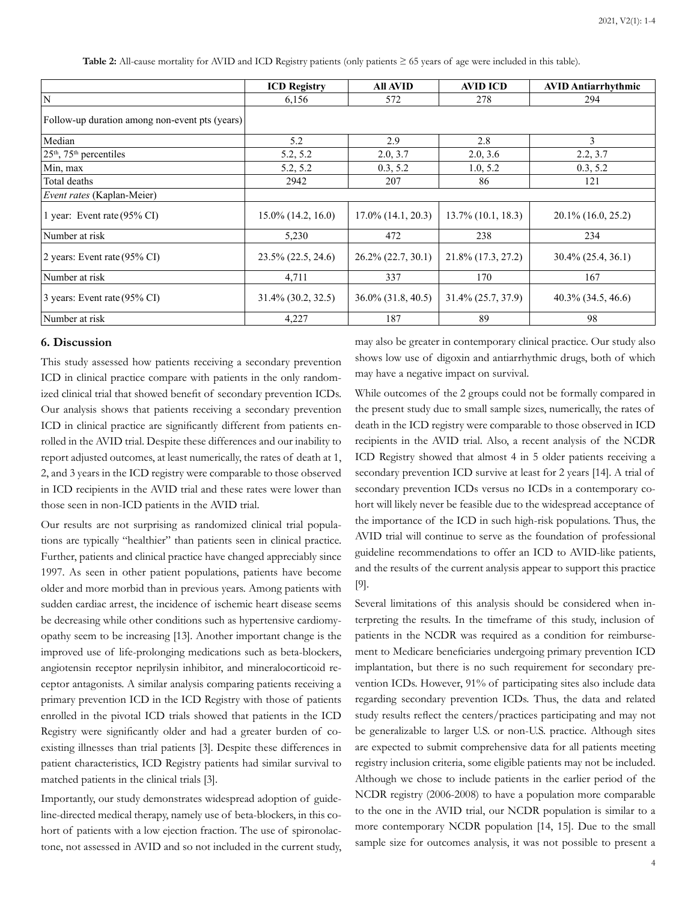**Table 2:** All-cause mortality for AVID and ICD Registry patients (only patients ≥ 65 years of age were included in this table).

| | ICD Registry | All AVID | AVID ICD | AVID Antiarrhythmic |
|---|---|---|---|---|
| N | 6,156 | 572 | 278 | 294 |
| Follow-up duration among non-event pts (years) | | | | |
| Median | 5.2 | 2.9 | 2.8 | 3 |
| 25th, 75th percentiles | 5.2, 5.2 | 2.0, 3.7 | 2.0, 3.6 | 2.2, 3.7 |
| Min, max | 5.2, 5.2 | 0.3, 5.2 | 1.0, 5.2 | 0.3, 5.2 |
| Total deaths | 2942 | 207 | 86 | 121 |
| *Event rates* (Kaplan-Meier) | | | | |
| 1 year: Event rate (95% CI) | 15.0% (14.2, 16.0) | 17.0% (14.1, 20.3) | 13.7% (10.1, 18.3) | 20.1% (16.0, 25.2) |
| Number at risk | 5,230 | 472 | 238 | 234 |
| 2 years: Event rate (95% CI) | 23.5% (22.5, 24.6) | 26.2% (22.7, 30.1) | 21.8% (17.3, 27.2) | 30.4% (25.4, 36.1) |
| Number at risk | 4,711 | 337 | 170 | 167 |
| 3 years: Event rate (95% CI) | 31.4% (30.2, 32.5) | 36.0% (31.8, 40.5) | 31.4% (25.7, 37.9) | 40.3% (34.5, 46.6) |
| Number at risk | 4,227 | 187 | 89 | 98 |

## 6. Discussion

This study assessed how patients receiving a secondary prevention ICD in clinical practice compare with patients in the only randomized clinical trial that showed benefit of secondary prevention ICDs. Our analysis shows that patients receiving a secondary prevention ICD in clinical practice are significantly different from patients enrolled in the AVID trial. Despite these differences and our inability to report adjusted outcomes, at least numerically, the rates of death at 1, 2, and 3 years in the ICD registry were comparable to those observed in ICD recipients in the AVID trial and these rates were lower than those seen in non-ICD patients in the AVID trial.

Our results are not surprising as randomized clinical trial populations are typically "healthier" than patients seen in clinical practice. Further, patients and clinical practice have changed appreciably since 1997. As seen in other patient populations, patients have become older and more morbid than in previous years. Among patients with sudden cardiac arrest, the incidence of ischemic heart disease seems be decreasing while other conditions such as hypertensive cardiomyopathy seem to be increasing [13]. Another important change is the improved use of life-prolonging medications such as beta-blockers, angiotensin receptor neprilysin inhibitor, and mineralocorticoid receptor antagonists. A similar analysis comparing patients receiving a primary prevention ICD in the ICD Registry with those of patients enrolled in the pivotal ICD trials showed that patients in the ICD Registry were significantly older and had a greater burden of coexisting illnesses than trial patients [3]. Despite these differences in patient characteristics, ICD Registry patients had similar survival to matched patients in the clinical trials [3].

Importantly, our study demonstrates widespread adoption of guideline-directed medical therapy, namely use of beta-blockers, in this cohort of patients with a low ejection fraction. The use of spironolactone, not assessed in AVID and so not included in the current study, may also be greater in contemporary clinical practice. Our study also shows low use of digoxin and antiarrhythmic drugs, both of which may have a negative impact on survival.

While outcomes of the 2 groups could not be formally compared in the present study due to small sample sizes, numerically, the rates of death in the ICD registry were comparable to those observed in ICD recipients in the AVID trial. Also, a recent analysis of the NCDR ICD Registry showed that almost 4 in 5 older patients receiving a secondary prevention ICD survive at least for 2 years [14]. A trial of secondary prevention ICDs versus no ICDs in a contemporary cohort will likely never be feasible due to the widespread acceptance of the importance of the ICD in such high-risk populations. Thus, the AVID trial will continue to serve as the foundation of professional guideline recommendations to offer an ICD to AVID-like patients, and the results of the current analysis appear to support this practice [9].

Several limitations of this analysis should be considered when interpreting the results. In the timeframe of this study, inclusion of patients in the NCDR was required as a condition for reimbursement to Medicare beneficiaries undergoing primary prevention ICD implantation, but there is no such requirement for secondary prevention ICDs. However, 91% of participating sites also include data regarding secondary prevention ICDs. Thus, the data and related study results reflect the centers/practices participating and may not be generalizable to larger U.S. or non-U.S. practice. Although sites are expected to submit comprehensive data for all patients meeting registry inclusion criteria, some eligible patients may not be included. Although we chose to include patients in the earlier period of the NCDR registry (2006-2008) to have a population more comparable to the one in the AVID trial, our NCDR population is similar to a more contemporary NCDR population [14, 15]. Due to the small sample size for outcomes analysis, it was not possible to present a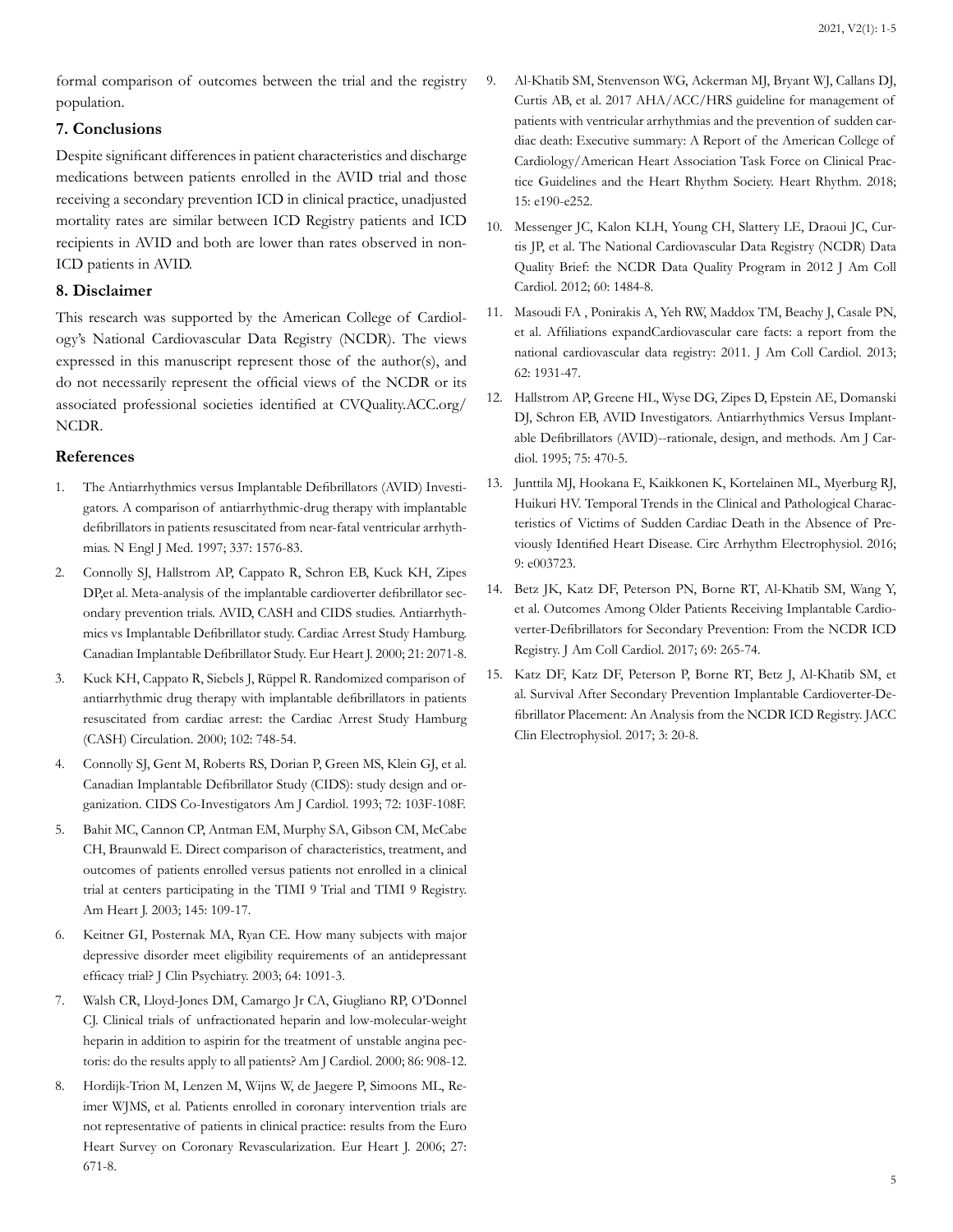formal comparison of outcomes between the trial and the registry population.

## 7. Conclusions

Despite significant differences in patient characteristics and discharge medications between patients enrolled in the AVID trial and those receiving a secondary prevention ICD in clinical practice, unadjusted mortality rates are similar between ICD Registry patients and ICD recipients in AVID and both are lower than rates observed in non-ICD patients in AVID.

## 8. Disclaimer

This research was supported by the American College of Cardiology's National Cardiovascular Data Registry (NCDR). The views expressed in this manuscript represent those of the author(s), and do not necessarily represent the official views of the NCDR or its associated professional societies identified at CVQuality.ACC.org/NCDR.

## References

1. The Antiarrhythmics versus Implantable Defibrillators (AVID) Investigators. A comparison of antiarrhythmic-drug therapy with implantable defibrillators in patients resuscitated from near-fatal ventricular arrhythmias. N Engl J Med. 1997; 337: 1576-83.
2. Connolly SJ, Hallstrom AP, Cappato R, Schron EB, Kuck KH, Zipes DP,et al. Meta-analysis of the implantable cardioverter defibrillator secondary prevention trials. AVID, CASH and CIDS studies. Antiarrhythmics vs Implantable Defibrillator study. Cardiac Arrest Study Hamburg. Canadian Implantable Defibrillator Study. Eur Heart J. 2000; 21: 2071-8.
3. Kuck KH, Cappato R, Siebels J, Rüppel R. Randomized comparison of antiarrhythmic drug therapy with implantable defibrillators in patients resuscitated from cardiac arrest: the Cardiac Arrest Study Hamburg (CASH) Circulation. 2000; 102: 748-54.
4. Connolly SJ, Gent M, Roberts RS, Dorian P, Green MS, Klein GJ, et al. Canadian Implantable Defibrillator Study (CIDS): study design and organization. CIDS Co-Investigators Am J Cardiol. 1993; 72: 103F-108F.
5. Bahit MC, Cannon CP, Antman EM, Murphy SA, Gibson CM, McCabe CH, Braunwald E. Direct comparison of characteristics, treatment, and outcomes of patients enrolled versus patients not enrolled in a clinical trial at centers participating in the TIMI 9 Trial and TIMI 9 Registry. Am Heart J. 2003; 145: 109-17.
6. Keitner GI, Posternak MA, Ryan CE. How many subjects with major depressive disorder meet eligibility requirements of an antidepressant efficacy trial? J Clin Psychiatry. 2003; 64: 1091-3.
7. Walsh CR, Lloyd-Jones DM, Camargo Jr CA, Giugliano RP, O'Donnel CJ. Clinical trials of unfractionated heparin and low-molecular-weight heparin in addition to aspirin for the treatment of unstable angina pectoris: do the results apply to all patients? Am J Cardiol. 2000; 86: 908-12.
8. Hordijk-Trion M, Lenzen M, Wijns W, de Jaegere P, Simoons ML, Reimer WJMS, et al. Patients enrolled in coronary intervention trials are not representative of patients in clinical practice: results from the Euro Heart Survey on Coronary Revascularization. Eur Heart J. 2006; 27: 671-8.
9. Al-Khatib SM, Stenvenson WG, Ackerman MJ, Bryant WJ, Callans DJ, Curtis AB, et al. 2017 AHA/ACC/HRS guideline for management of patients with ventricular arrhythmias and the prevention of sudden cardiac death: Executive summary: A Report of the American College of Cardiology/American Heart Association Task Force on Clinical Practice Guidelines and the Heart Rhythm Society. Heart Rhythm. 2018; 15: e190-e252.
10. Messenger JC, Kalon KLH, Young CH, Slattery LE, Draoui JC, Curtis JP, et al. The National Cardiovascular Data Registry (NCDR) Data Quality Brief: the NCDR Data Quality Program in 2012 J Am Coll Cardiol. 2012; 60: 1484-8.
11. Masoudi FA , Ponirakis A, Yeh RW, Maddox TM, Beachy J, Casale PN, et al. Affiliations expandCardiovascular care facts: a report from the national cardiovascular data registry: 2011. J Am Coll Cardiol. 2013; 62: 1931-47.
12. Hallstrom AP, Greene HL, Wyse DG, Zipes D, Epstein AE, Domanski DJ, Schron EB, AVID Investigators. Antiarrhythmics Versus Implantable Defibrillators (AVID)--rationale, design, and methods. Am J Cardiol. 1995; 75: 470-5.
13. Junttila MJ, Hookana E, Kaikkonen K, Kortelainen ML, Myerburg RJ, Huikuri HV. Temporal Trends in the Clinical and Pathological Characteristics of Victims of Sudden Cardiac Death in the Absence of Previously Identified Heart Disease. Circ Arrhythm Electrophysiol. 2016; 9: e003723.
14. Betz JK, Katz DF, Peterson PN, Borne RT, Al-Khatib SM, Wang Y, et al. Outcomes Among Older Patients Receiving Implantable Cardioverter-Defibrillators for Secondary Prevention: From the NCDR ICD Registry. J Am Coll Cardiol. 2017; 69: 265-74.
15. Katz DF, Katz DF, Peterson P, Borne RT, Betz J, Al-Khatib SM, et al. Survival After Secondary Prevention Implantable Cardioverter-Defibrillator Placement: An Analysis from the NCDR ICD Registry. JACC Clin Electrophysiol. 2017; 3: 20-8.